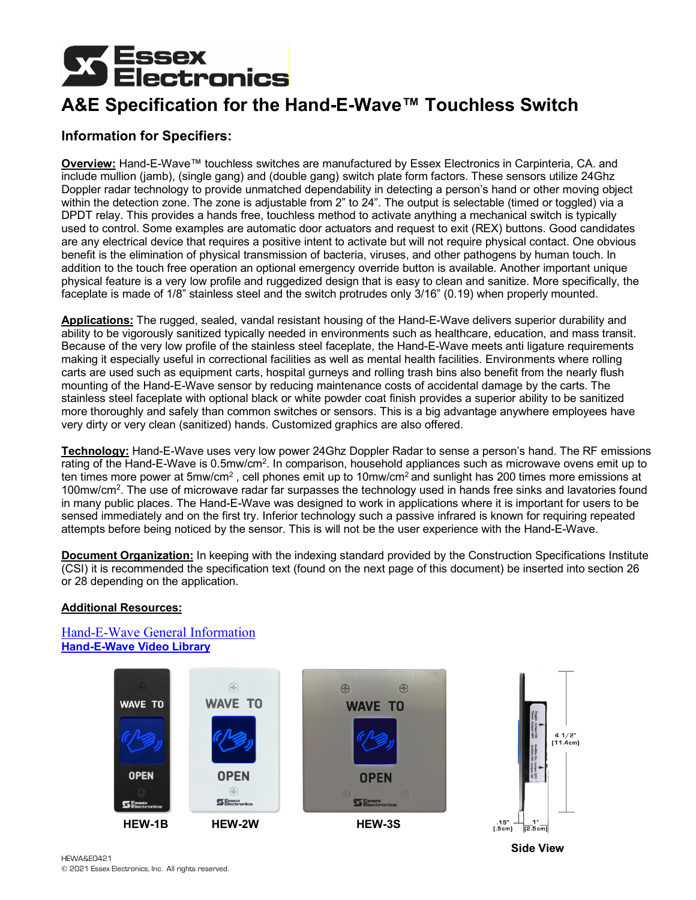# A&E Specification for the Hand-E-Wave™ Touchless Switch

## Information for Specifiers:

**Overview:** Hand-E-Wave™ touchless switches are manufactured by Essex Electronics in Carpinteria, CA. and include mullion (jamb), (single gang) and (double gang) switch plate form factors. These sensors utilize 24Ghz Doppler radar technology to provide unmatched dependability in detecting a person's hand or other moving object within the detection zone. The zone is adjustable from 2" to 24". The output is selectable (timed or toggled) via a DPDT relay. This provides a hands free, touchless method to activate anything a mechanical switch is typically used to control. Some examples are automatic door actuators and request to exit (REX) buttons. Good candidates are any electrical device that requires a positive intent to activate but will not require physical contact. One obvious benefit is the elimination of physical transmission of bacteria, viruses, and other pathogens by human touch. In addition to the touch free operation an optional emergency override button is available. Another important unique physical feature is a very low profile and ruggedized design that is easy to clean and sanitize. More specifically, the faceplate is made of 1/8" stainless steel and the switch protrudes only 3/16" (0.19) when properly mounted.

**Applications:** The rugged, sealed, vandal resistant housing of the Hand-E-Wave delivers superior durability and ability to be vigorously sanitized typically needed in environments such as healthcare, education, and mass transit. Because of the very low profile of the stainless steel faceplate, the Hand-E-Wave meets anti ligature requirements making it especially useful in correctional facilities as well as mental health facilities. Environments where rolling carts are used such as equipment carts, hospital gurneys and rolling trash bins also benefit from the nearly flush mounting of the Hand-E-Wave sensor by reducing maintenance costs of accidental damage by the carts. The stainless steel faceplate with optional black or white powder coat finish provides a superior ability to be sanitized more thoroughly and safely than common switches or sensors. This is a big advantage anywhere employees have very dirty or very clean (sanitized) hands. Customized graphics are also offered.

**Technology:** Hand-E-Wave uses very low power 24Ghz Doppler Radar to sense a person's hand. The RF emissions rating of the Hand-E-Wave is 0.5mw/cm$^2$. In comparison, household appliances such as microwave ovens emit up to ten times more power at 5mw/cm$^2$ , cell phones emit up to 10mw/cm$^2$ and sunlight has 200 times more emissions at 100mw/cm$^2$. The use of microwave radar far surpasses the technology used in hands free sinks and lavatories found in many public places. The Hand-E-Wave was designed to work in applications where it is important for users to be sensed immediately and on the first try. Inferior technology such a passive infrared is known for requiring repeated attempts before being noticed by the sensor. This is will not be the user experience with the Hand-E-Wave.

**Document Organization:** In keeping with the indexing standard provided by the Construction Specifications Institute (CSI) it is recommended the specification text (found on the next page of this document) be inserted into section 26 or 28 depending on the application.

**Additional Resources:**

Hand-E-Wave General Information

**Hand-E-Wave Video Library**

HEW-1B HEW-2W HEW-3S

4 1/2" [11.4cm]

.19" [.5cm] 1" [2.5cm]

Side View

HEWA&E0421

© 2021 Essex Electronics, Inc. All rights reserved.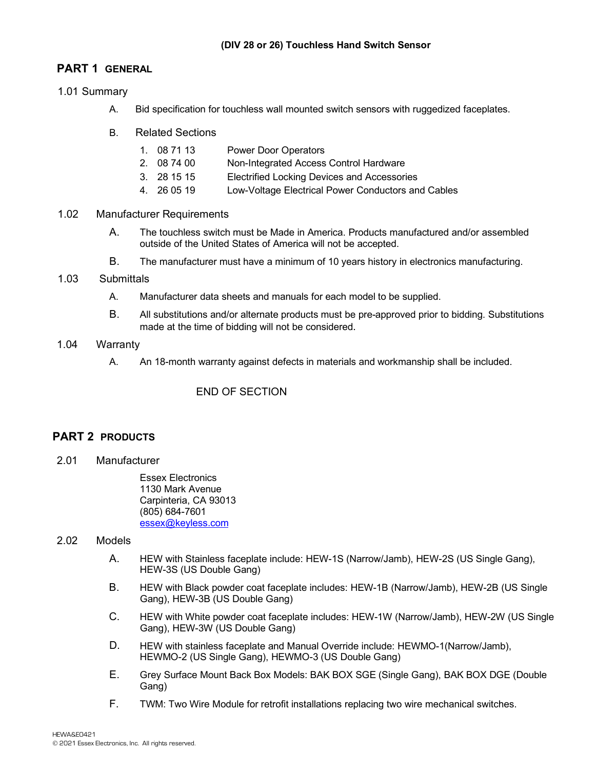**(DIV 28 or 26) Touchless Hand Switch Sensor**

# PART 1 GENERAL

## 1.01 Summary

A. Bid specification for touchless wall mounted switch sensors with ruggedized faceplates.

B. Related Sections

1. 08 71 13 Power Door Operators
2. 08 74 00 Non-Integrated Access Control Hardware
3. 28 15 15 Electrified Locking Devices and Accessories
4. 26 05 19 Low-Voltage Electrical Power Conductors and Cables

## 1.02 Manufacturer Requirements

A. The touchless switch must be Made in America. Products manufactured and/or assembled outside of the United States of America will not be accepted.

B. The manufacturer must have a minimum of 10 years history in electronics manufacturing.

## 1.03 Submittals

A. Manufacturer data sheets and manuals for each model to be supplied.

B. All substitutions and/or alternate products must be pre-approved prior to bidding. Substitutions made at the time of bidding will not be considered.

## 1.04 Warranty

A. An 18-month warranty against defects in materials and workmanship shall be included.

END OF SECTION

# PART 2 PRODUCTS

## 2.01 Manufacturer

Essex Electronics
1130 Mark Avenue
Carpinteria, CA 93013
(805) 684-7601
essex@keyless.com

## 2.02 Models

A. HEW with Stainless faceplate include: HEW-1S (Narrow/Jamb), HEW-2S (US Single Gang), HEW-3S (US Double Gang)

B. HEW with Black powder coat faceplate includes: HEW-1B (Narrow/Jamb), HEW-2B (US Single Gang), HEW-3B (US Double Gang)

C. HEW with White powder coat faceplate includes: HEW-1W (Narrow/Jamb), HEW-2W (US Single Gang), HEW-3W (US Double Gang)

D. HEW with stainless faceplate and Manual Override include: HEWMO-1(Narrow/Jamb), HEWMO-2 (US Single Gang), HEWMO-3 (US Double Gang)

E. Grey Surface Mount Back Box Models: BAK BOX SGE (Single Gang), BAK BOX DGE (Double Gang)

F. TWM: Two Wire Module for retrofit installations replacing two wire mechanical switches.

HEWA&E0421
© 2021 Essex Electronics, Inc. All rights reserved.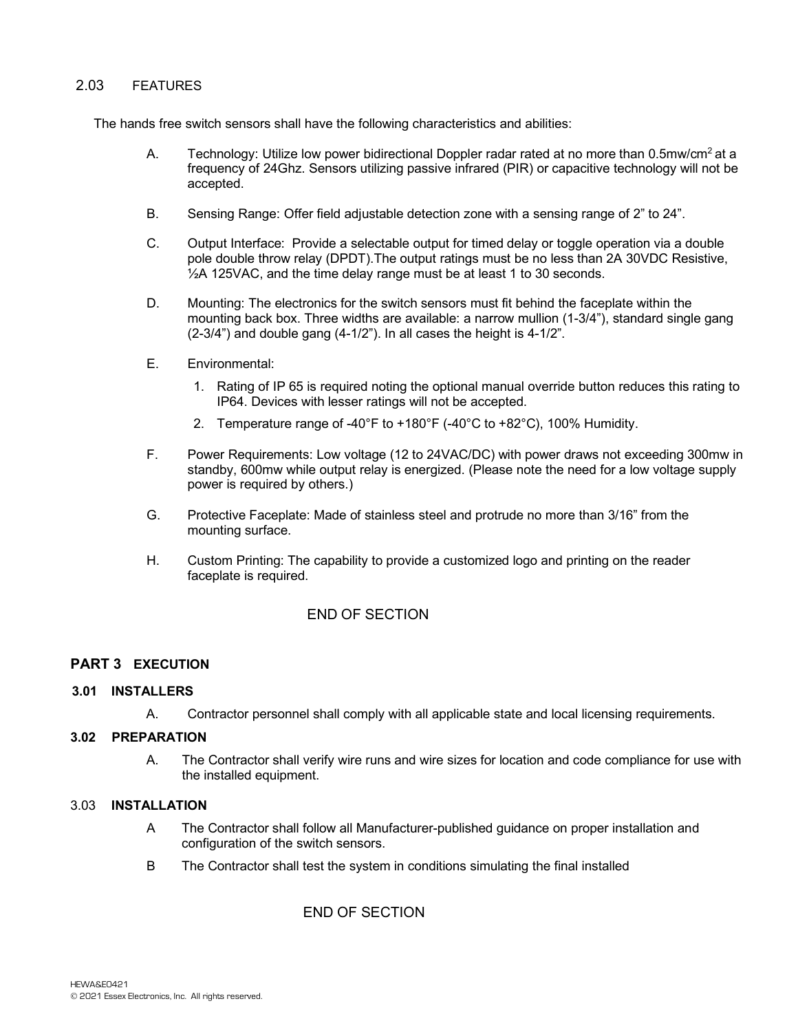### 2.03 FEATURES

The hands free switch sensors shall have the following characteristics and abilities:

A. Technology: Utilize low power bidirectional Doppler radar rated at no more than 0.5mw/$cm^2$ at a frequency of 24Ghz. Sensors utilizing passive infrared (PIR) or capacitive technology will not be accepted.

B. Sensing Range: Offer field adjustable detection zone with a sensing range of 2" to 24".

C. Output Interface: Provide a selectable output for timed delay or toggle operation via a double pole double throw relay (DPDT).The output ratings must be no less than 2A 30VDC Resistive, ½A 125VAC, and the time delay range must be at least 1 to 30 seconds.

D. Mounting: The electronics for the switch sensors must fit behind the faceplate within the mounting back box. Three widths are available: a narrow mullion (1-3/4"), standard single gang (2-3/4") and double gang (4-1/2"). In all cases the height is 4-1/2".

E. Environmental:

1. Rating of IP 65 is required noting the optional manual override button reduces this rating to IP64. Devices with lesser ratings will not be accepted.
2. Temperature range of -40°F to +180°F (-40°C to +82°C), 100% Humidity.

F. Power Requirements: Low voltage (12 to 24VAC/DC) with power draws not exceeding 300mw in standby, 600mw while output relay is energized. (Please note the need for a low voltage supply power is required by others.)

G. Protective Faceplate: Made of stainless steel and protrude no more than 3/16" from the mounting surface.

H. Custom Printing: The capability to provide a customized logo and printing on the reader faceplate is required.

END OF SECTION

## PART 3 EXECUTION

### 3.01 INSTALLERS

A. Contractor personnel shall comply with all applicable state and local licensing requirements.

### 3.02 PREPARATION

A. The Contractor shall verify wire runs and wire sizes for location and code compliance for use with the installed equipment.

### 3.03 INSTALLATION

A The Contractor shall follow all Manufacturer-published guidance on proper installation and configuration of the switch sensors.

B The Contractor shall test the system in conditions simulating the final installed

END OF SECTION

HEWA&E0421
© 2021 Essex Electronics, Inc. All rights reserved.